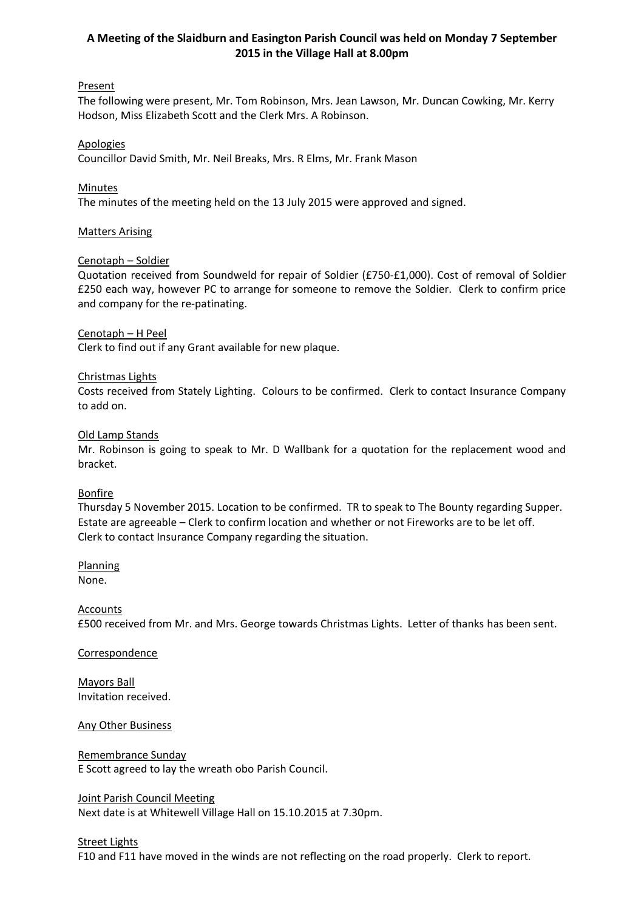**A Meeting of the Slaidburn and Easington Parish Council was held on Monday 7 September 2015 in the Village Hall at 8.00pm**

Present

The following were present, Mr. Tom Robinson, Mrs. Jean Lawson, Mr. Duncan Cowking, Mr. Kerry Hodson, Miss Elizabeth Scott and the Clerk Mrs. A Robinson.

Apologies

Councillor David Smith, Mr. Neil Breaks, Mrs. R Elms, Mr. Frank Mason

Minutes

The minutes of the meeting held on the 13 July 2015 were approved and signed.

Matters Arising

Cenotaph – Soldier

Quotation received from Soundweld for repair of Soldier (£750-£1,000). Cost of removal of Soldier £250 each way, however PC to arrange for someone to remove the Soldier. Clerk to confirm price and company for the re-patinating.

Cenotaph – H Peel

Clerk to find out if any Grant available for new plaque.

Christmas Lights

Costs received from Stately Lighting. Colours to be confirmed. Clerk to contact Insurance Company to add on.

Old Lamp Stands

Mr. Robinson is going to speak to Mr. D Wallbank for a quotation for the replacement wood and bracket.

Bonfire

Thursday 5 November 2015. Location to be confirmed. TR to speak to The Bounty regarding Supper. Estate are agreeable – Clerk to confirm location and whether or not Fireworks are to be let off. Clerk to contact Insurance Company regarding the situation.

Planning

None.

Accounts

£500 received from Mr. and Mrs. George towards Christmas Lights. Letter of thanks has been sent.

Correspondence

Mayors Ball

Invitation received.

Any Other Business

Remembrance Sunday

E Scott agreed to lay the wreath obo Parish Council.

Joint Parish Council Meeting

Next date is at Whitewell Village Hall on 15.10.2015 at 7.30pm.

Street Lights

F10 and F11 have moved in the winds are not reflecting on the road properly. Clerk to report.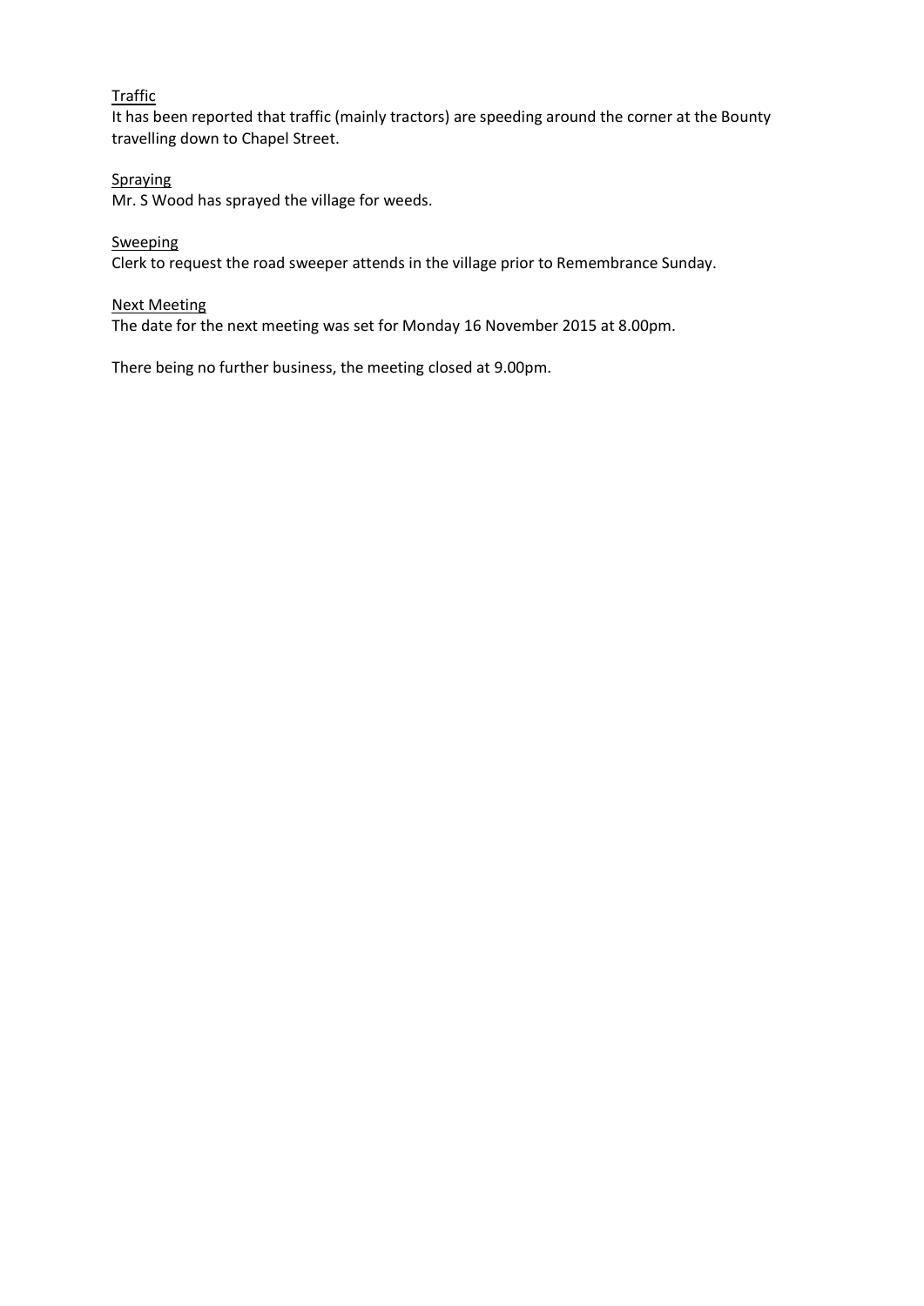<u>Traffic</u>

It has been reported that traffic (mainly tractors) are speeding around the corner at the Bounty travelling down to Chapel Street.

<u>Spraying</u>

Mr. S Wood has sprayed the village for weeds.

<u>Sweeping</u>

Clerk to request the road sweeper attends in the village prior to Remembrance Sunday.

<u>Next Meeting</u>

The date for the next meeting was set for Monday 16 November 2015 at 8.00pm.

There being no further business, the meeting closed at 9.00pm.